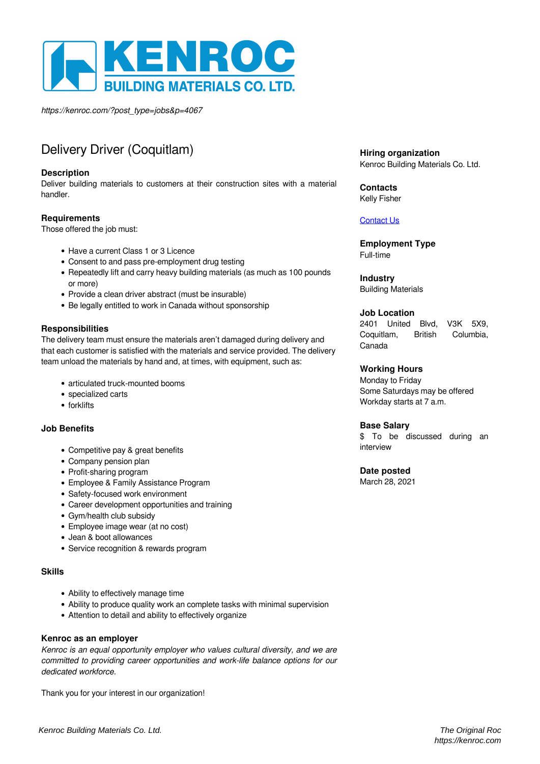KENROC
BUILDING MATERIALS CO. LTD.

*https://kenroc.com/?post_type=jobs&p=4067*

# Delivery Driver (Coquitlam)

### Description

Deliver building materials to customers at their construction sites with a material handler.

### Requirements

Those offered the job must:

- Have a current Class 1 or 3 Licence
- Consent to and pass pre-employment drug testing
- Repeatedly lift and carry heavy building materials (as much as 100 pounds or more)
- Provide a clean driver abstract (must be insurable)
- Be legally entitled to work in Canada without sponsorship

### Responsibilities

The delivery team must ensure the materials aren't damaged during delivery and that each customer is satisfied with the materials and service provided. The delivery team unload the materials by hand and, at times, with equipment, such as:

- articulated truck-mounted booms
- specialized carts
- forklifts

### Job Benefits

- Competitive pay & great benefits
- Company pension plan
- Profit-sharing program
- Employee & Family Assistance Program
- Safety-focused work environment
- Career development opportunities and training
- Gym/health club subsidy
- Employee image wear (at no cost)
- Jean & boot allowances
- Service recognition & rewards program

### Skills

- Ability to effectively manage time
- Ability to produce quality work an complete tasks with minimal supervision
- Attention to detail and ability to effectively organize

### Kenroc as an employer

*Kenroc is an equal opportunity employer who values cultural diversity, and we are committed to providing career opportunities and work-life balance options for our dedicated workforce.*

Thank you for your interest in our organization!

### Hiring organization

Kenroc Building Materials Co. Ltd.

### Contacts

Kelly Fisher

Contact Us

### Employment Type

Full-time

### Industry

Building Materials

### Job Location

2401 United Blvd, V3K 5X9, Coquitlam, British Columbia, Canada

### Working Hours

Monday to Friday
Some Saturdays may be offered
Workday starts at 7 a.m.

### Base Salary

$ To be discussed during an interview

### Date posted

March 28, 2021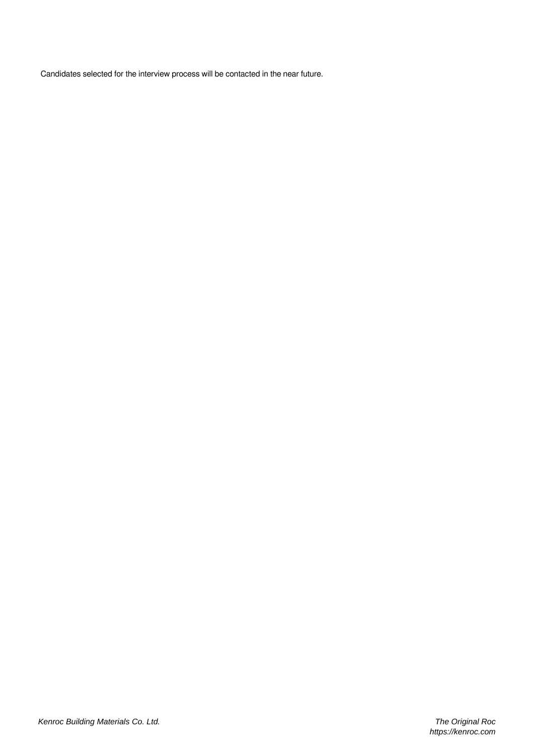Candidates selected for the interview process will be contacted in the near future.